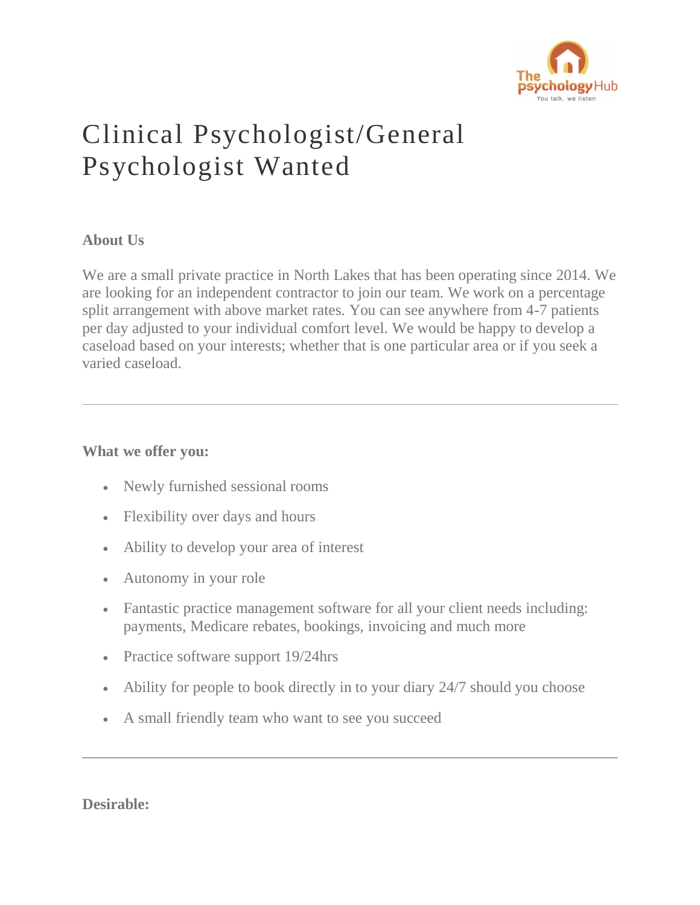# Clinical Psychologist/General Psychologist Wanted

**About Us**

We are a small private practice in North Lakes that has been operating since 2014. We are looking for an independent contractor to join our team. We work on a percentage split arrangement with above market rates. You can see anywhere from 4-7 patients per day adjusted to your individual comfort level. We would be happy to develop a caseload based on your interests; whether that is one particular area or if you seek a varied caseload.

---

**What we offer you:**

- Newly furnished sessional rooms
- Flexibility over days and hours
- Ability to develop your area of interest
- Autonomy in your role
- Fantastic practice management software for all your client needs including: payments, Medicare rebates, bookings, invoicing and much more
- Practice software support 19/24hrs
- Ability for people to book directly in to your diary 24/7 should you choose
- A small friendly team who want to see you succeed

---

**Desirable:**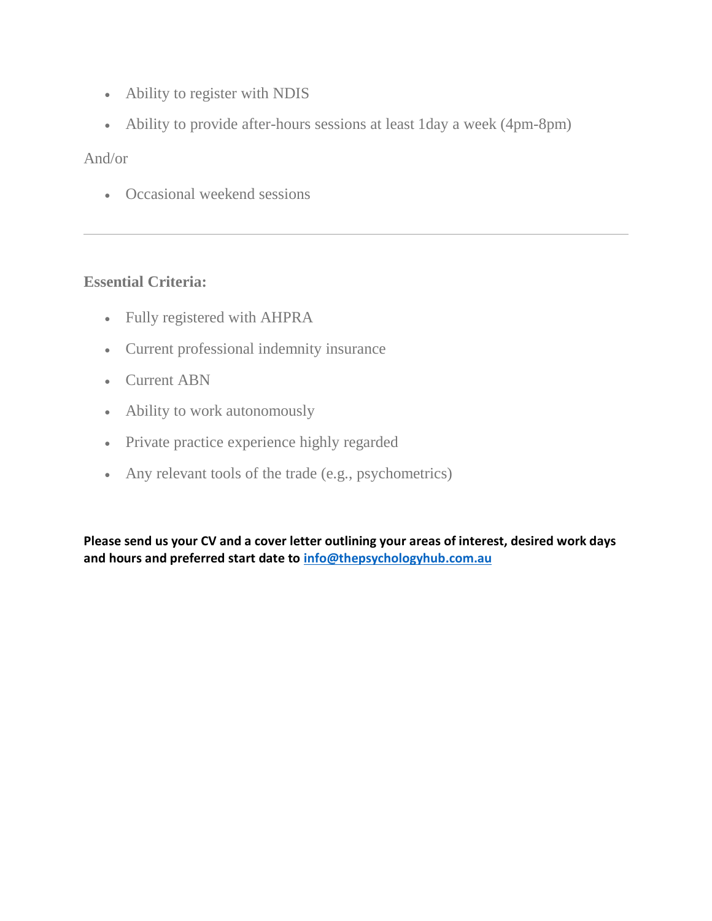- Ability to register with NDIS
- Ability to provide after-hours sessions at least 1day a week (4pm-8pm)

And/or

- Occasional weekend sessions

---

### Essential Criteria:

- Fully registered with AHPRA
- Current professional indemnity insurance
- Current ABN
- Ability to work autonomously
- Private practice experience highly regarded
- Any relevant tools of the trade (e.g., psychometrics)

**Please send us your CV and a cover letter outlining your areas of interest, desired work days and hours and preferred start date to [info@thepsychologyhub.com.au](mailto:info@thepsychologyhub.com.au)**